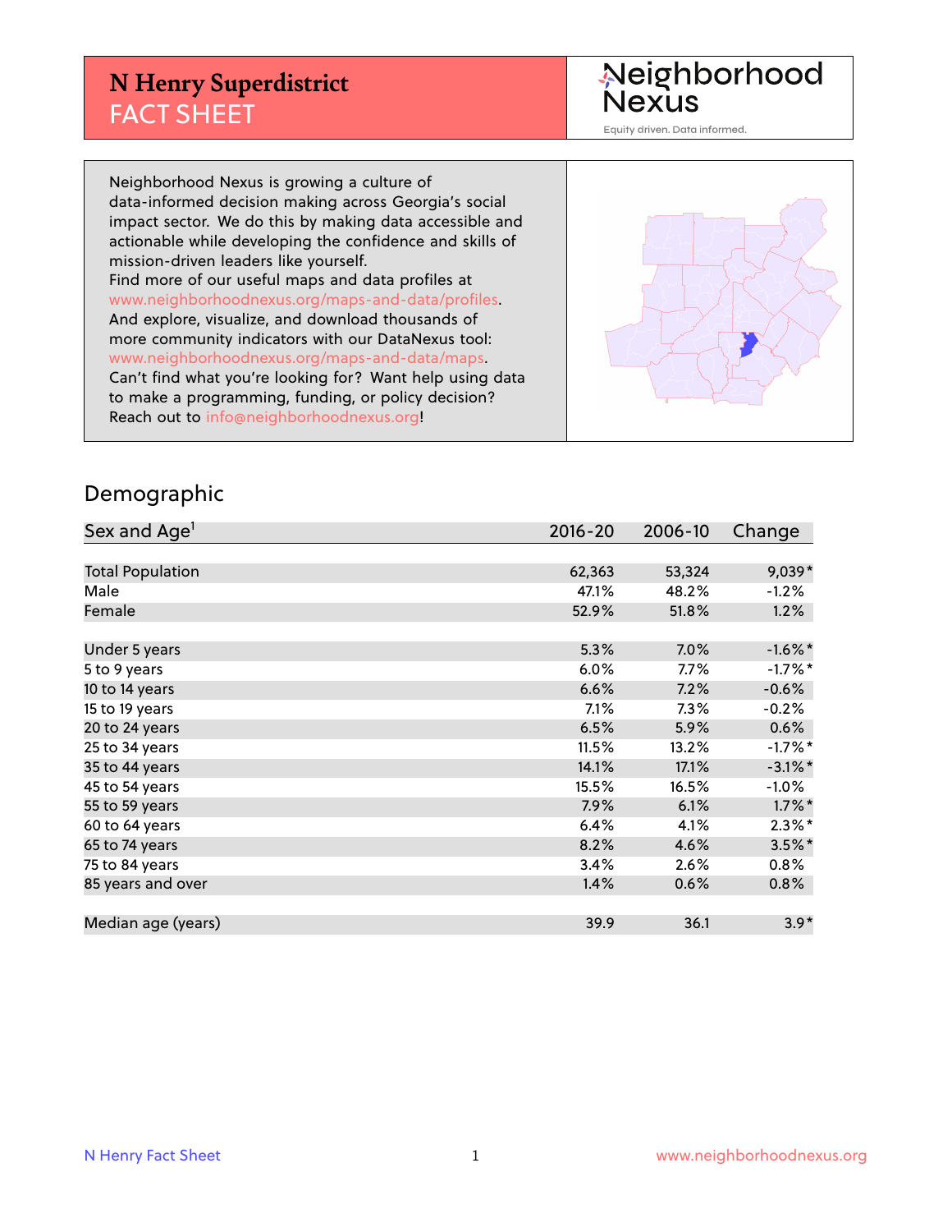# N Henry Superdistrict
## FACT SHEET

Neighborhood Nexus
Equity driven. Data informed.

Neighborhood Nexus is growing a culture of data-informed decision making across Georgia's social impact sector. We do this by making data accessible and actionable while developing the confidence and skills of mission-driven leaders like yourself.
Find more of our useful maps and data profiles at www.neighborhoodnexus.org/maps-and-data/profiles.
And explore, visualize, and download thousands of more community indicators with our DataNexus tool: www.neighborhoodnexus.org/maps-and-data/maps.
Can't find what you're looking for? Want help using data to make a programming, funding, or policy decision?
Reach out to info@neighborhoodnexus.org!

## Demographic

| Sex and Age[1] | 2016-20 | 2006-10 | Change |
|---|---|---|---|
| Total Population | 62,363 | 53,324 | 9,039* |
| Male | 47.1% | 48.2% | -1.2% |
| Female | 52.9% | 51.8% | 1.2% |
| | | | |
| Under 5 years | 5.3% | 7.0% | -1.6%* |
| 5 to 9 years | 6.0% | 7.7% | -1.7%* |
| 10 to 14 years | 6.6% | 7.2% | -0.6% |
| 15 to 19 years | 7.1% | 7.3% | -0.2% |
| 20 to 24 years | 6.5% | 5.9% | 0.6% |
| 25 to 34 years | 11.5% | 13.2% | -1.7%* |
| 35 to 44 years | 14.1% | 17.1% | -3.1%* |
| 45 to 54 years | 15.5% | 16.5% | -1.0% |
| 55 to 59 years | 7.9% | 6.1% | 1.7%* |
| 60 to 64 years | 6.4% | 4.1% | 2.3%* |
| 65 to 74 years | 8.2% | 4.6% | 3.5%* |
| 75 to 84 years | 3.4% | 2.6% | 0.8% |
| 85 years and over | 1.4% | 0.6% | 0.8% |
| | | | |
| Median age (years) | 39.9 | 36.1 | 3.9* |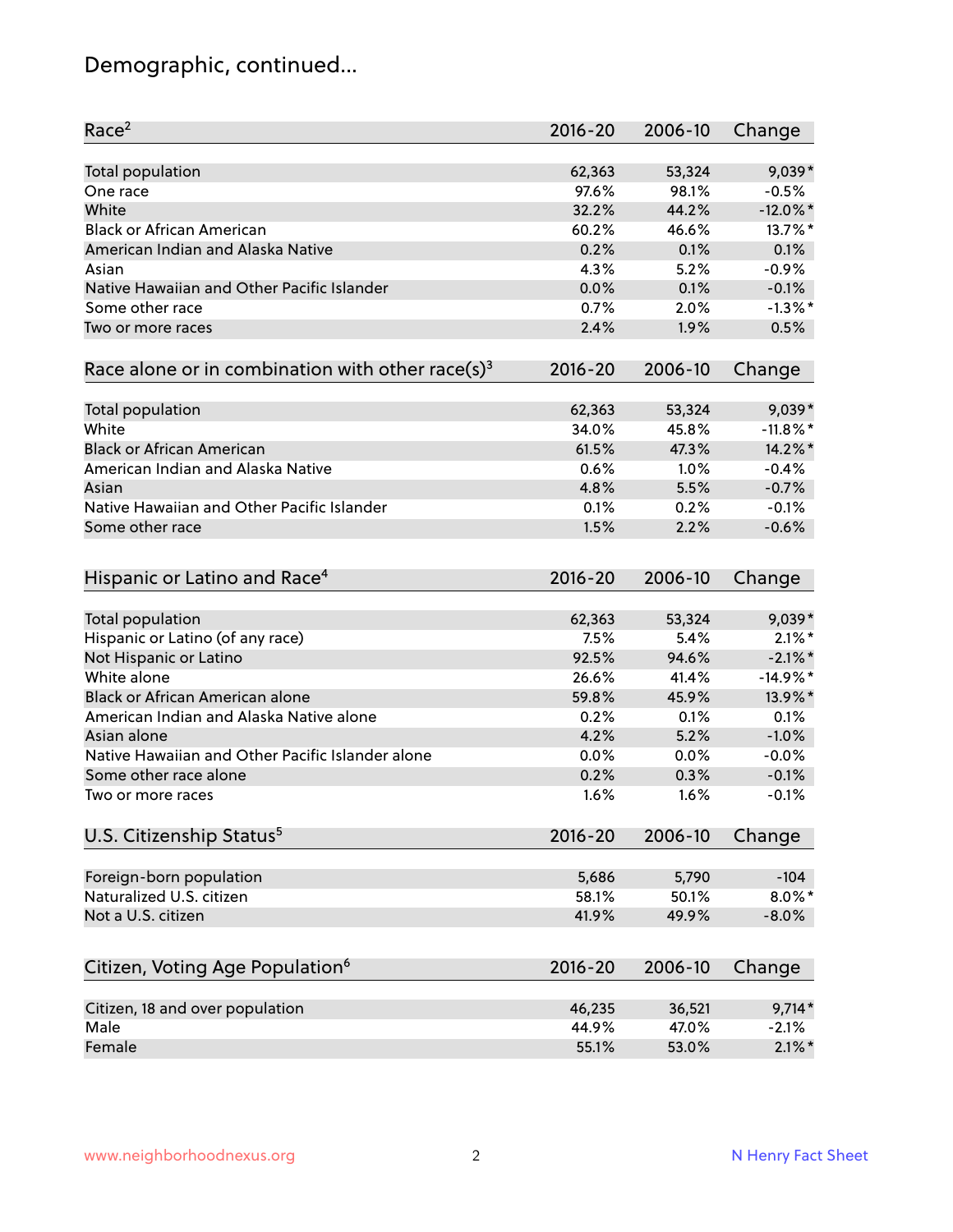# Demographic, continued...

| Race[2] | 2016-20 | 2006-10 | Change |
|---|---|---|---|
| Total population | 62,363 | 53,324 | 9,039* |
| One race | 97.6% | 98.1% | -0.5% |
| White | 32.2% | 44.2% | -12.0%* |
| Black or African American | 60.2% | 46.6% | 13.7%* |
| American Indian and Alaska Native | 0.2% | 0.1% | 0.1% |
| Asian | 4.3% | 5.2% | -0.9% |
| Native Hawaiian and Other Pacific Islander | 0.0% | 0.1% | -0.1% |
| Some other race | 0.7% | 2.0% | -1.3%* |
| Two or more races | 2.4% | 1.9% | 0.5% |

| Race alone or in combination with other race(s)[3] | 2016-20 | 2006-10 | Change |
|---|---|---|---|
| Total population | 62,363 | 53,324 | 9,039* |
| White | 34.0% | 45.8% | -11.8%* |
| Black or African American | 61.5% | 47.3% | 14.2%* |
| American Indian and Alaska Native | 0.6% | 1.0% | -0.4% |
| Asian | 4.8% | 5.5% | -0.7% |
| Native Hawaiian and Other Pacific Islander | 0.1% | 0.2% | -0.1% |
| Some other race | 1.5% | 2.2% | -0.6% |

| Hispanic or Latino and Race[4] | 2016-20 | 2006-10 | Change |
|---|---|---|---|
| Total population | 62,363 | 53,324 | 9,039* |
| Hispanic or Latino (of any race) | 7.5% | 5.4% | 2.1%* |
| Not Hispanic or Latino | 92.5% | 94.6% | -2.1%* |
| White alone | 26.6% | 41.4% | -14.9%* |
| Black or African American alone | 59.8% | 45.9% | 13.9%* |
| American Indian and Alaska Native alone | 0.2% | 0.1% | 0.1% |
| Asian alone | 4.2% | 5.2% | -1.0% |
| Native Hawaiian and Other Pacific Islander alone | 0.0% | 0.0% | -0.0% |
| Some other race alone | 0.2% | 0.3% | -0.1% |
| Two or more races | 1.6% | 1.6% | -0.1% |

| U.S. Citizenship Status[5] | 2016-20 | 2006-10 | Change |
|---|---|---|---|
| Foreign-born population | 5,686 | 5,790 | -104 |
| Naturalized U.S. citizen | 58.1% | 50.1% | 8.0%* |
| Not a U.S. citizen | 41.9% | 49.9% | -8.0% |

| Citizen, Voting Age Population[6] | 2016-20 | 2006-10 | Change |
|---|---|---|---|
| Citizen, 18 and over population | 46,235 | 36,521 | 9,714* |
| Male | 44.9% | 47.0% | -2.1% |
| Female | 55.1% | 53.0% | 2.1%* |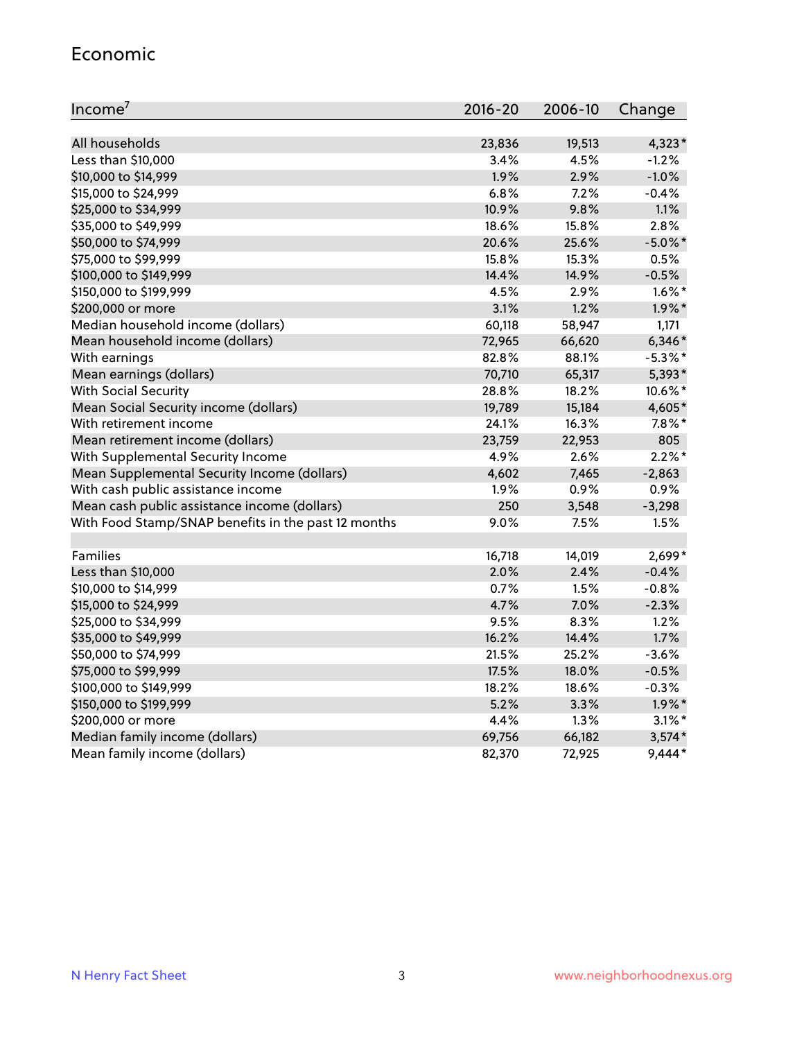## Economic

| Income[7] | 2016-20 | 2006-10 | Change |
|---|---|---|---|
| All households | 23,836 | 19,513 | 4,323* |
| Less than $10,000 | 3.4% | 4.5% | -1.2% |
| $10,000 to $14,999 | 1.9% | 2.9% | -1.0% |
| $15,000 to $24,999 | 6.8% | 7.2% | -0.4% |
| $25,000 to $34,999 | 10.9% | 9.8% | 1.1% |
| $35,000 to $49,999 | 18.6% | 15.8% | 2.8% |
| $50,000 to $74,999 | 20.6% | 25.6% | -5.0%* |
| $75,000 to $99,999 | 15.8% | 15.3% | 0.5% |
| $100,000 to $149,999 | 14.4% | 14.9% | -0.5% |
| $150,000 to $199,999 | 4.5% | 2.9% | 1.6%* |
| $200,000 or more | 3.1% | 1.2% | 1.9%* |
| Median household income (dollars) | 60,118 | 58,947 | 1,171 |
| Mean household income (dollars) | 72,965 | 66,620 | 6,346* |
| With earnings | 82.8% | 88.1% | -5.3%* |
| Mean earnings (dollars) | 70,710 | 65,317 | 5,393* |
| With Social Security | 28.8% | 18.2% | 10.6%* |
| Mean Social Security income (dollars) | 19,789 | 15,184 | 4,605* |
| With retirement income | 24.1% | 16.3% | 7.8%* |
| Mean retirement income (dollars) | 23,759 | 22,953 | 805 |
| With Supplemental Security Income | 4.9% | 2.6% | 2.2%* |
| Mean Supplemental Security Income (dollars) | 4,602 | 7,465 | -2,863 |
| With cash public assistance income | 1.9% | 0.9% | 0.9% |
| Mean cash public assistance income (dollars) | 250 | 3,548 | -3,298 |
| With Food Stamp/SNAP benefits in the past 12 months | 9.0% | 7.5% | 1.5% |
| | | | |
| Families | 16,718 | 14,019 | 2,699* |
| Less than $10,000 | 2.0% | 2.4% | -0.4% |
| $10,000 to $14,999 | 0.7% | 1.5% | -0.8% |
| $15,000 to $24,999 | 4.7% | 7.0% | -2.3% |
| $25,000 to $34,999 | 9.5% | 8.3% | 1.2% |
| $35,000 to $49,999 | 16.2% | 14.4% | 1.7% |
| $50,000 to $74,999 | 21.5% | 25.2% | -3.6% |
| $75,000 to $99,999 | 17.5% | 18.0% | -0.5% |
| $100,000 to $149,999 | 18.2% | 18.6% | -0.3% |
| $150,000 to $199,999 | 5.2% | 3.3% | 1.9%* |
| $200,000 or more | 4.4% | 1.3% | 3.1%* |
| Median family income (dollars) | 69,756 | 66,182 | 3,574* |
| Mean family income (dollars) | 82,370 | 72,925 | 9,444* |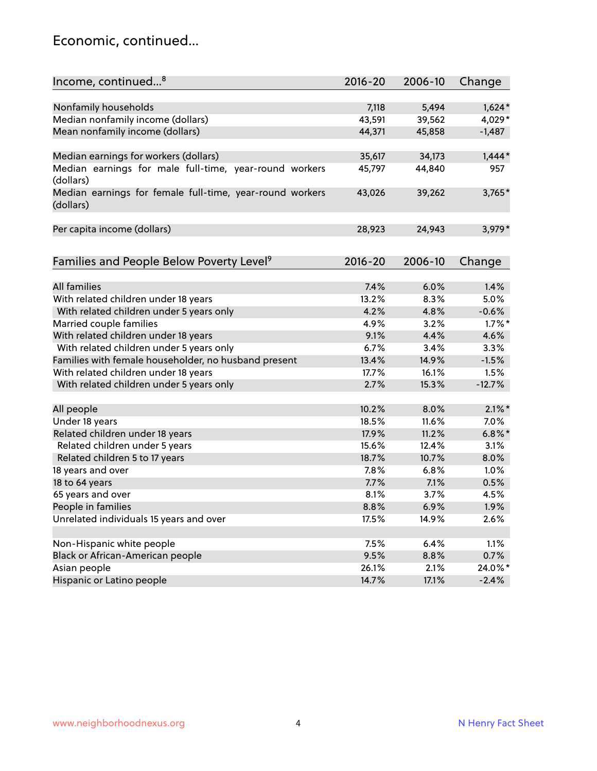## Economic, continued...

| Income, continued...[8] | 2016-20 | 2006-10 | Change |
|---|---|---|---|
| Nonfamily households | 7,118 | 5,494 | 1,624* |
| Median nonfamily income (dollars) | 43,591 | 39,562 | 4,029* |
| Mean nonfamily income (dollars) | 44,371 | 45,858 | -1,487 |
| | | | |
| Median earnings for workers (dollars) | 35,617 | 34,173 | 1,444* |
| Median earnings for male full-time, year-round workers (dollars) | 45,797 | 44,840 | 957 |
| Median earnings for female full-time, year-round workers (dollars) | 43,026 | 39,262 | 3,765* |
| | | | |
| Per capita income (dollars) | 28,923 | 24,943 | 3,979* |

| Families and People Below Poverty Level[9] | 2016-20 | 2006-10 | Change |
|---|---|---|---|
| All families | 7.4% | 6.0% | 1.4% |
| With related children under 18 years | 13.2% | 8.3% | 5.0% |
| With related children under 5 years only | 4.2% | 4.8% | -0.6% |
| Married couple families | 4.9% | 3.2% | 1.7%* |
| With related children under 18 years | 9.1% | 4.4% | 4.6% |
| With related children under 5 years only | 6.7% | 3.4% | 3.3% |
| Families with female householder, no husband present | 13.4% | 14.9% | -1.5% |
| With related children under 18 years | 17.7% | 16.1% | 1.5% |
| With related children under 5 years only | 2.7% | 15.3% | -12.7% |
| | | | |
| All people | 10.2% | 8.0% | 2.1%* |
| Under 18 years | 18.5% | 11.6% | 7.0% |
| Related children under 18 years | 17.9% | 11.2% | 6.8%* |
| Related children under 5 years | 15.6% | 12.4% | 3.1% |
| Related children 5 to 17 years | 18.7% | 10.7% | 8.0% |
| 18 years and over | 7.8% | 6.8% | 1.0% |
| 18 to 64 years | 7.7% | 7.1% | 0.5% |
| 65 years and over | 8.1% | 3.7% | 4.5% |
| People in families | 8.8% | 6.9% | 1.9% |
| Unrelated individuals 15 years and over | 17.5% | 14.9% | 2.6% |
| | | | |
| Non-Hispanic white people | 7.5% | 6.4% | 1.1% |
| Black or African-American people | 9.5% | 8.8% | 0.7% |
| Asian people | 26.1% | 2.1% | 24.0%* |
| Hispanic or Latino people | 14.7% | 17.1% | -2.4% |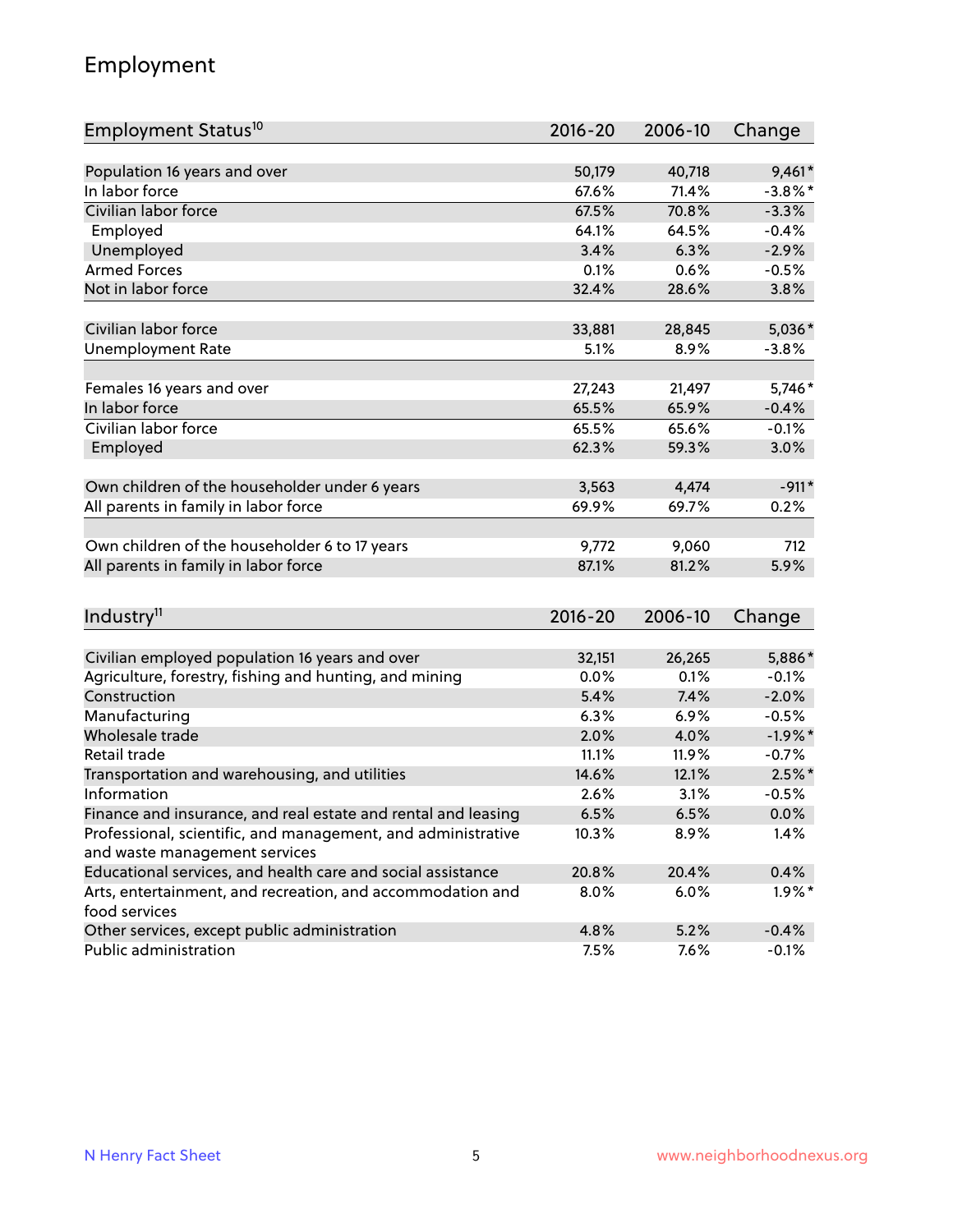## Employment

| Employment Status[10] | 2016-20 | 2006-10 | Change |
|---|---|---|---|
| Population 16 years and over | 50,179 | 40,718 | 9,461* |
| In labor force | 67.6% | 71.4% | -3.8%* |
| Civilian labor force | 67.5% | 70.8% | -3.3% |
| Employed | 64.1% | 64.5% | -0.4% |
| Unemployed | 3.4% | 6.3% | -2.9% |
| Armed Forces | 0.1% | 0.6% | -0.5% |
| Not in labor force | 32.4% | 28.6% | 3.8% |
| | | | |
| Civilian labor force | 33,881 | 28,845 | 5,036* |
| Unemployment Rate | 5.1% | 8.9% | -3.8% |
| | | | |
| Females 16 years and over | 27,243 | 21,497 | 5,746* |
| In labor force | 65.5% | 65.9% | -0.4% |
| Civilian labor force | 65.5% | 65.6% | -0.1% |
| Employed | 62.3% | 59.3% | 3.0% |
| | | | |
| Own children of the householder under 6 years | 3,563 | 4,474 | -911* |
| All parents in family in labor force | 69.9% | 69.7% | 0.2% |
| | | | |
| Own children of the householder 6 to 17 years | 9,772 | 9,060 | 712 |
| All parents in family in labor force | 87.1% | 81.2% | 5.9% |

| Industry[11] | 2016-20 | 2006-10 | Change |
|---|---|---|---|
| Civilian employed population 16 years and over | 32,151 | 26,265 | 5,886* |
| Agriculture, forestry, fishing and hunting, and mining | 0.0% | 0.1% | -0.1% |
| Construction | 5.4% | 7.4% | -2.0% |
| Manufacturing | 6.3% | 6.9% | -0.5% |
| Wholesale trade | 2.0% | 4.0% | -1.9%* |
| Retail trade | 11.1% | 11.9% | -0.7% |
| Transportation and warehousing, and utilities | 14.6% | 12.1% | 2.5%* |
| Information | 2.6% | 3.1% | -0.5% |
| Finance and insurance, and real estate and rental and leasing | 6.5% | 6.5% | 0.0% |
| Professional, scientific, and management, and administrative and waste management services | 10.3% | 8.9% | 1.4% |
| Educational services, and health care and social assistance | 20.8% | 20.4% | 0.4% |
| Arts, entertainment, and recreation, and accommodation and food services | 8.0% | 6.0% | 1.9%* |
| Other services, except public administration | 4.8% | 5.2% | -0.4% |
| Public administration | 7.5% | 7.6% | -0.1% |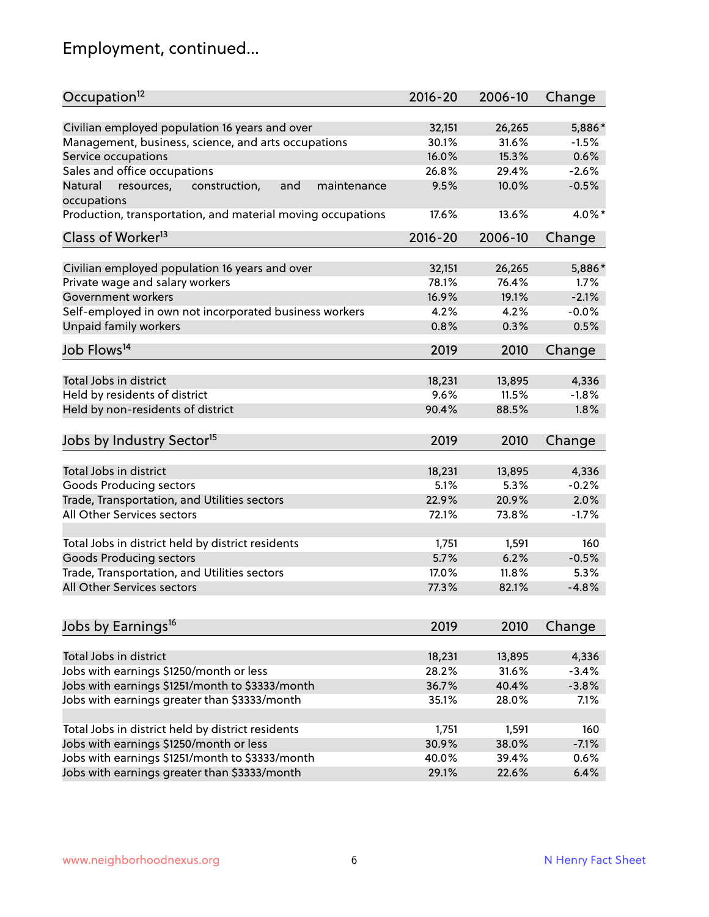## Employment, continued...

| Occupation[12] | 2016-20 | 2006-10 | Change |
|---|---|---|---|
| Civilian employed population 16 years and over | 32,151 | 26,265 | 5,886* |
| Management, business, science, and arts occupations | 30.1% | 31.6% | -1.5% |
| Service occupations | 16.0% | 15.3% | 0.6% |
| Sales and office occupations | 26.8% | 29.4% | -2.6% |
| Natural resources, construction, and maintenance occupations | 9.5% | 10.0% | -0.5% |
| Production, transportation, and material moving occupations | 17.6% | 13.6% | 4.0%* |

| Class of Worker[13] | 2016-20 | 2006-10 | Change |
|---|---|---|---|
| Civilian employed population 16 years and over | 32,151 | 26,265 | 5,886* |
| Private wage and salary workers | 78.1% | 76.4% | 1.7% |
| Government workers | 16.9% | 19.1% | -2.1% |
| Self-employed in own not incorporated business workers | 4.2% | 4.2% | -0.0% |
| Unpaid family workers | 0.8% | 0.3% | 0.5% |

| Job Flows[14] | 2019 | 2010 | Change |
|---|---|---|---|
| Total Jobs in district | 18,231 | 13,895 | 4,336 |
| Held by residents of district | 9.6% | 11.5% | -1.8% |
| Held by non-residents of district | 90.4% | 88.5% | 1.8% |

| Jobs by Industry Sector[15] | 2019 | 2010 | Change |
|---|---|---|---|
| Total Jobs in district | 18,231 | 13,895 | 4,336 |
| Goods Producing sectors | 5.1% | 5.3% | -0.2% |
| Trade, Transportation, and Utilities sectors | 22.9% | 20.9% | 2.0% |
| All Other Services sectors | 72.1% | 73.8% | -1.7% |
| | | | |
| Total Jobs in district held by district residents | 1,751 | 1,591 | 160 |
| Goods Producing sectors | 5.7% | 6.2% | -0.5% |
| Trade, Transportation, and Utilities sectors | 17.0% | 11.8% | 5.3% |
| All Other Services sectors | 77.3% | 82.1% | -4.8% |

| Jobs by Earnings[16] | 2019 | 2010 | Change |
|---|---|---|---|
| Total Jobs in district | 18,231 | 13,895 | 4,336 |
| Jobs with earnings $1250/month or less | 28.2% | 31.6% | -3.4% |
| Jobs with earnings $1251/month to $3333/month | 36.7% | 40.4% | -3.8% |
| Jobs with earnings greater than $3333/month | 35.1% | 28.0% | 7.1% |
| | | | |
| Total Jobs in district held by district residents | 1,751 | 1,591 | 160 |
| Jobs with earnings $1250/month or less | 30.9% | 38.0% | -7.1% |
| Jobs with earnings $1251/month to $3333/month | 40.0% | 39.4% | 0.6% |
| Jobs with earnings greater than $3333/month | 29.1% | 22.6% | 6.4% |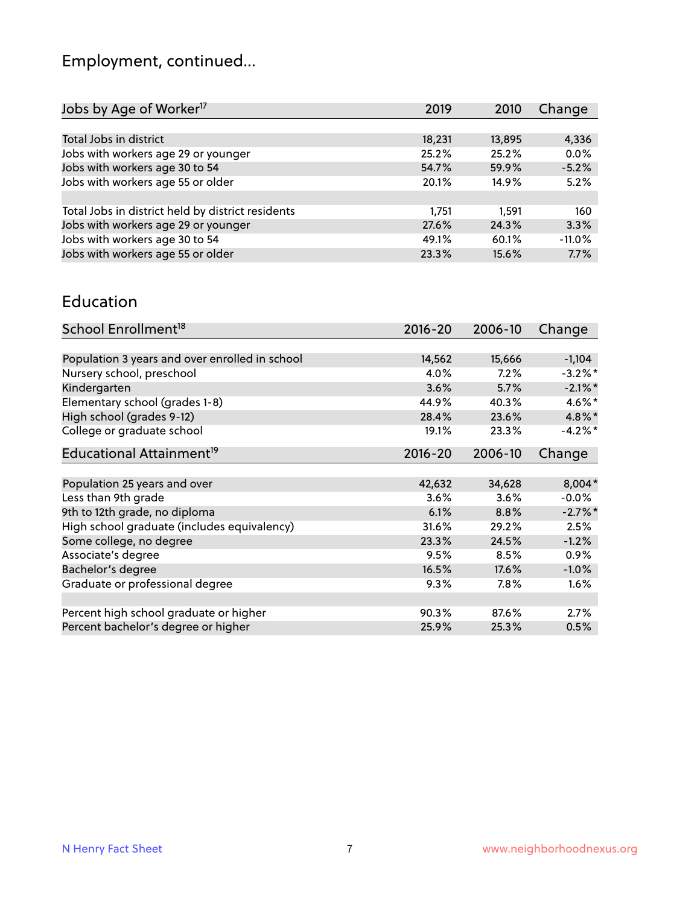# Employment, continued...

| Jobs by Age of Worker[17] | 2019 | 2010 | Change |
|---|---|---|---|
| Total Jobs in district | 18,231 | 13,895 | 4,336 |
| Jobs with workers age 29 or younger | 25.2% | 25.2% | 0.0% |
| Jobs with workers age 30 to 54 | 54.7% | 59.9% | -5.2% |
| Jobs with workers age 55 or older | 20.1% | 14.9% | 5.2% |
| | | | |
| Total Jobs in district held by district residents | 1,751 | 1,591 | 160 |
| Jobs with workers age 29 or younger | 27.6% | 24.3% | 3.3% |
| Jobs with workers age 30 to 54 | 49.1% | 60.1% | -11.0% |
| Jobs with workers age 55 or older | 23.3% | 15.6% | 7.7% |

## Education

| School Enrollment[18] | 2016-20 | 2006-10 | Change |
|---|---|---|---|
| Population 3 years and over enrolled in school | 14,562 | 15,666 | -1,104 |
| Nursery school, preschool | 4.0% | 7.2% | -3.2%* |
| Kindergarten | 3.6% | 5.7% | -2.1%* |
| Elementary school (grades 1-8) | 44.9% | 40.3% | 4.6%* |
| High school (grades 9-12) | 28.4% | 23.6% | 4.8%* |
| College or graduate school | 19.1% | 23.3% | -4.2%* |

| Educational Attainment[19] | 2016-20 | 2006-10 | Change |
|---|---|---|---|
| Population 25 years and over | 42,632 | 34,628 | 8,004* |
| Less than 9th grade | 3.6% | 3.6% | -0.0% |
| 9th to 12th grade, no diploma | 6.1% | 8.8% | -2.7%* |
| High school graduate (includes equivalency) | 31.6% | 29.2% | 2.5% |
| Some college, no degree | 23.3% | 24.5% | -1.2% |
| Associate's degree | 9.5% | 8.5% | 0.9% |
| Bachelor's degree | 16.5% | 17.6% | -1.0% |
| Graduate or professional degree | 9.3% | 7.8% | 1.6% |
| | | | |
| Percent high school graduate or higher | 90.3% | 87.6% | 2.7% |
| Percent bachelor's degree or higher | 25.9% | 25.3% | 0.5% |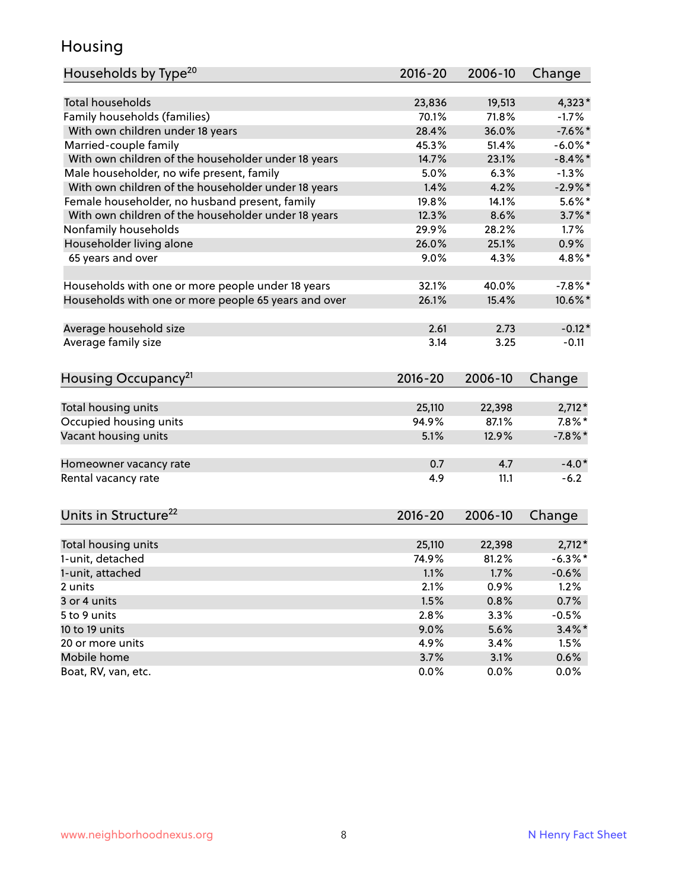## Housing

| Households by Type[20] | 2016-20 | 2006-10 | Change |
|---|---|---|---|
| Total households | 23,836 | 19,513 | 4,323* |
| Family households (families) | 70.1% | 71.8% | -1.7% |
| With own children under 18 years | 28.4% | 36.0% | -7.6%* |
| Married-couple family | 45.3% | 51.4% | -6.0%* |
| With own children of the householder under 18 years | 14.7% | 23.1% | -8.4%* |
| Male householder, no wife present, family | 5.0% | 6.3% | -1.3% |
| With own children of the householder under 18 years | 1.4% | 4.2% | -2.9%* |
| Female householder, no husband present, family | 19.8% | 14.1% | 5.6%* |
| With own children of the householder under 18 years | 12.3% | 8.6% | 3.7%* |
| Nonfamily households | 29.9% | 28.2% | 1.7% |
| Householder living alone | 26.0% | 25.1% | 0.9% |
| 65 years and over | 9.0% | 4.3% | 4.8%* |
| | | | |
| Households with one or more people under 18 years | 32.1% | 40.0% | -7.8%* |
| Households with one or more people 65 years and over | 26.1% | 15.4% | 10.6%* |
| | | | |
| Average household size | 2.61 | 2.73 | -0.12* |
| Average family size | 3.14 | 3.25 | -0.11 |

| Housing Occupancy[21] | 2016-20 | 2006-10 | Change |
|---|---|---|---|
| Total housing units | 25,110 | 22,398 | 2,712* |
| Occupied housing units | 94.9% | 87.1% | 7.8%* |
| Vacant housing units | 5.1% | 12.9% | -7.8%* |
| | | | |
| Homeowner vacancy rate | 0.7 | 4.7 | -4.0* |
| Rental vacancy rate | 4.9 | 11.1 | -6.2 |

| Units in Structure[22] | 2016-20 | 2006-10 | Change |
|---|---|---|---|
| Total housing units | 25,110 | 22,398 | 2,712* |
| 1-unit, detached | 74.9% | 81.2% | -6.3%* |
| 1-unit, attached | 1.1% | 1.7% | -0.6% |
| 2 units | 2.1% | 0.9% | 1.2% |
| 3 or 4 units | 1.5% | 0.8% | 0.7% |
| 5 to 9 units | 2.8% | 3.3% | -0.5% |
| 10 to 19 units | 9.0% | 5.6% | 3.4%* |
| 20 or more units | 4.9% | 3.4% | 1.5% |
| Mobile home | 3.7% | 3.1% | 0.6% |
| Boat, RV, van, etc. | 0.0% | 0.0% | 0.0% |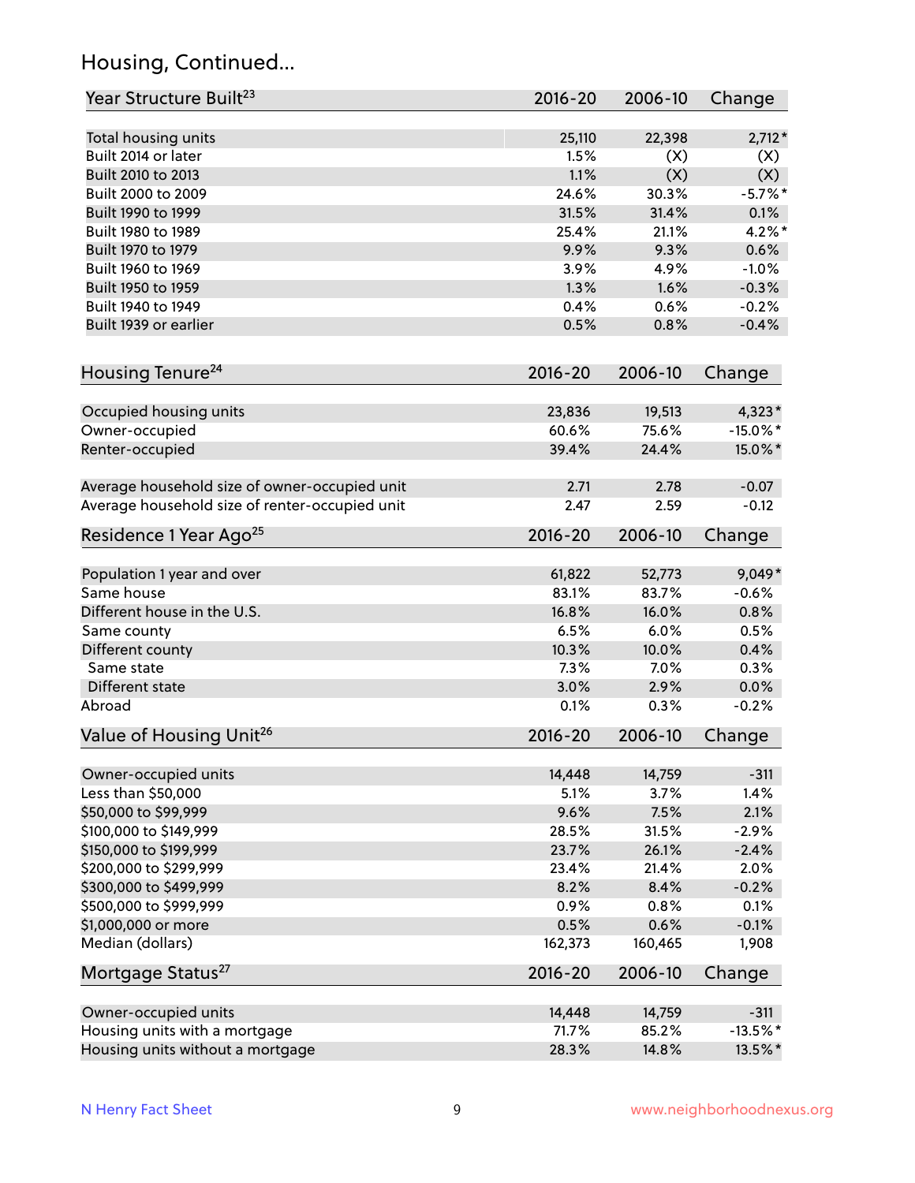## Housing, Continued...

| Year Structure Built[23] | 2016-20 | 2006-10 | Change |
|---|---|---|---|
| Total housing units | 25,110 | 22,398 | 2,712* |
| Built 2014 or later | 1.5% | (X) | (X) |
| Built 2010 to 2013 | 1.1% | (X) | (X) |
| Built 2000 to 2009 | 24.6% | 30.3% | -5.7%* |
| Built 1990 to 1999 | 31.5% | 31.4% | 0.1% |
| Built 1980 to 1989 | 25.4% | 21.1% | 4.2%* |
| Built 1970 to 1979 | 9.9% | 9.3% | 0.6% |
| Built 1960 to 1969 | 3.9% | 4.9% | -1.0% |
| Built 1950 to 1959 | 1.3% | 1.6% | -0.3% |
| Built 1940 to 1949 | 0.4% | 0.6% | -0.2% |
| Built 1939 or earlier | 0.5% | 0.8% | -0.4% |

| Housing Tenure[24] | 2016-20 | 2006-10 | Change |
|---|---|---|---|
| Occupied housing units | 23,836 | 19,513 | 4,323* |
| Owner-occupied | 60.6% | 75.6% | -15.0%* |
| Renter-occupied | 39.4% | 24.4% | 15.0%* |
| Average household size of owner-occupied unit | 2.71 | 2.78 | -0.07 |
| Average household size of renter-occupied unit | 2.47 | 2.59 | -0.12 |

| Residence 1 Year Ago[25] | 2016-20 | 2006-10 | Change |
|---|---|---|---|
| Population 1 year and over | 61,822 | 52,773 | 9,049* |
| Same house | 83.1% | 83.7% | -0.6% |
| Different house in the U.S. | 16.8% | 16.0% | 0.8% |
| Same county | 6.5% | 6.0% | 0.5% |
| Different county | 10.3% | 10.0% | 0.4% |
| Same state | 7.3% | 7.0% | 0.3% |
| Different state | 3.0% | 2.9% | 0.0% |
| Abroad | 0.1% | 0.3% | -0.2% |

| Value of Housing Unit[26] | 2016-20 | 2006-10 | Change |
|---|---|---|---|
| Owner-occupied units | 14,448 | 14,759 | -311 |
| Less than $50,000 | 5.1% | 3.7% | 1.4% |
| $50,000 to $99,999 | 9.6% | 7.5% | 2.1% |
| $100,000 to $149,999 | 28.5% | 31.5% | -2.9% |
| $150,000 to $199,999 | 23.7% | 26.1% | -2.4% |
| $200,000 to $299,999 | 23.4% | 21.4% | 2.0% |
| $300,000 to $499,999 | 8.2% | 8.4% | -0.2% |
| $500,000 to $999,999 | 0.9% | 0.8% | 0.1% |
| $1,000,000 or more | 0.5% | 0.6% | -0.1% |
| Median (dollars) | 162,373 | 160,465 | 1,908 |

| Mortgage Status[27] | 2016-20 | 2006-10 | Change |
|---|---|---|---|
| Owner-occupied units | 14,448 | 14,759 | -311 |
| Housing units with a mortgage | 71.7% | 85.2% | -13.5%* |
| Housing units without a mortgage | 28.3% | 14.8% | 13.5%* |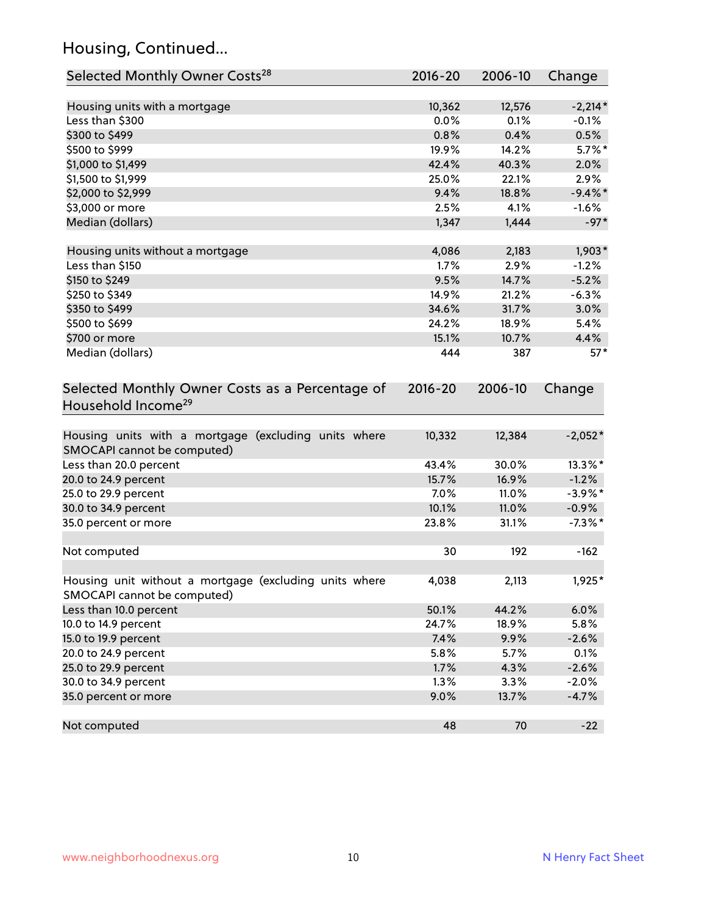## Housing, Continued...

| Selected Monthly Owner Costs[28] | 2016-20 | 2006-10 | Change |
|---|---|---|---|
| Housing units with a mortgage | 10,362 | 12,576 | -2,214* |
| Less than $300 | 0.0% | 0.1% | -0.1% |
| $300 to $499 | 0.8% | 0.4% | 0.5% |
| $500 to $999 | 19.9% | 14.2% | 5.7%* |
| $1,000 to $1,499 | 42.4% | 40.3% | 2.0% |
| $1,500 to $1,999 | 25.0% | 22.1% | 2.9% |
| $2,000 to $2,999 | 9.4% | 18.8% | -9.4%* |
| $3,000 or more | 2.5% | 4.1% | -1.6% |
| Median (dollars) | 1,347 | 1,444 | -97* |
| | | | |
| Housing units without a mortgage | 4,086 | 2,183 | 1,903* |
| Less than $150 | 1.7% | 2.9% | -1.2% |
| $150 to $249 | 9.5% | 14.7% | -5.2% |
| $250 to $349 | 14.9% | 21.2% | -6.3% |
| $350 to $499 | 34.6% | 31.7% | 3.0% |
| $500 to $699 | 24.2% | 18.9% | 5.4% |
| $700 or more | 15.1% | 10.7% | 4.4% |
| Median (dollars) | 444 | 387 | 57* |

| Selected Monthly Owner Costs as a Percentage of Household Income[29] | 2016-20 | 2006-10 | Change |
|---|---|---|---|
| Housing units with a mortgage (excluding units where SMOCAPI cannot be computed) | 10,332 | 12,384 | -2,052* |
| Less than 20.0 percent | 43.4% | 30.0% | 13.3%* |
| 20.0 to 24.9 percent | 15.7% | 16.9% | -1.2% |
| 25.0 to 29.9 percent | 7.0% | 11.0% | -3.9%* |
| 30.0 to 34.9 percent | 10.1% | 11.0% | -0.9% |
| 35.0 percent or more | 23.8% | 31.1% | -7.3%* |
| | | | |
| Not computed | 30 | 192 | -162 |
| | | | |
| Housing unit without a mortgage (excluding units where SMOCAPI cannot be computed) | 4,038 | 2,113 | 1,925* |
| Less than 10.0 percent | 50.1% | 44.2% | 6.0% |
| 10.0 to 14.9 percent | 24.7% | 18.9% | 5.8% |
| 15.0 to 19.9 percent | 7.4% | 9.9% | -2.6% |
| 20.0 to 24.9 percent | 5.8% | 5.7% | 0.1% |
| 25.0 to 29.9 percent | 1.7% | 4.3% | -2.6% |
| 30.0 to 34.9 percent | 1.3% | 3.3% | -2.0% |
| 35.0 percent or more | 9.0% | 13.7% | -4.7% |
| | | | |
| Not computed | 48 | 70 | -22 |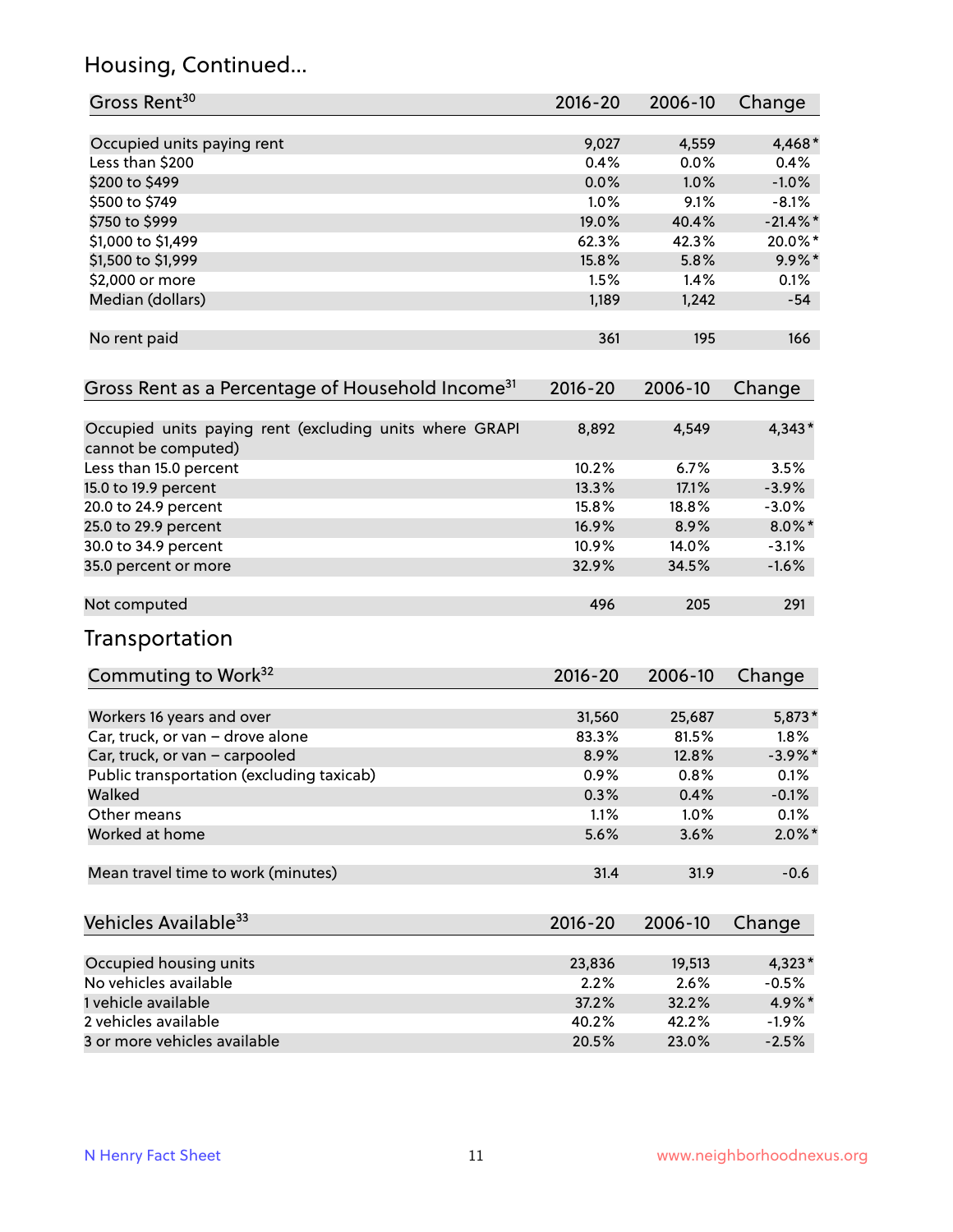## Housing, Continued...

| Gross Rent[30] | 2016-20 | 2006-10 | Change |
|---|---|---|---|
| Occupied units paying rent | 9,027 | 4,559 | 4,468* |
| Less than $200 | 0.4% | 0.0% | 0.4% |
| $200 to $499 | 0.0% | 1.0% | -1.0% |
| $500 to $749 | 1.0% | 9.1% | -8.1% |
| $750 to $999 | 19.0% | 40.4% | -21.4%* |
| $1,000 to $1,499 | 62.3% | 42.3% | 20.0%* |
| $1,500 to $1,999 | 15.8% | 5.8% | 9.9%* |
| $2,000 or more | 1.5% | 1.4% | 0.1% |
| Median (dollars) | 1,189 | 1,242 | -54 |
| No rent paid | 361 | 195 | 166 |

| Gross Rent as a Percentage of Household Income[31] | 2016-20 | 2006-10 | Change |
|---|---|---|---|
| Occupied units paying rent (excluding units where GRAPI cannot be computed) | 8,892 | 4,549 | 4,343* |
| Less than 15.0 percent | 10.2% | 6.7% | 3.5% |
| 15.0 to 19.9 percent | 13.3% | 17.1% | -3.9% |
| 20.0 to 24.9 percent | 15.8% | 18.8% | -3.0% |
| 25.0 to 29.9 percent | 16.9% | 8.9% | 8.0%* |
| 30.0 to 34.9 percent | 10.9% | 14.0% | -3.1% |
| 35.0 percent or more | 32.9% | 34.5% | -1.6% |
| Not computed | 496 | 205 | 291 |

## Transportation

| Commuting to Work[32] | 2016-20 | 2006-10 | Change |
|---|---|---|---|
| Workers 16 years and over | 31,560 | 25,687 | 5,873* |
| Car, truck, or van – drove alone | 83.3% | 81.5% | 1.8% |
| Car, truck, or van – carpooled | 8.9% | 12.8% | -3.9%* |
| Public transportation (excluding taxicab) | 0.9% | 0.8% | 0.1% |
| Walked | 0.3% | 0.4% | -0.1% |
| Other means | 1.1% | 1.0% | 0.1% |
| Worked at home | 5.6% | 3.6% | 2.0%* |
| Mean travel time to work (minutes) | 31.4 | 31.9 | -0.6 |

| Vehicles Available[33] | 2016-20 | 2006-10 | Change |
|---|---|---|---|
| Occupied housing units | 23,836 | 19,513 | 4,323* |
| No vehicles available | 2.2% | 2.6% | -0.5% |
| 1 vehicle available | 37.2% | 32.2% | 4.9%* |
| 2 vehicles available | 40.2% | 42.2% | -1.9% |
| 3 or more vehicles available | 20.5% | 23.0% | -2.5% |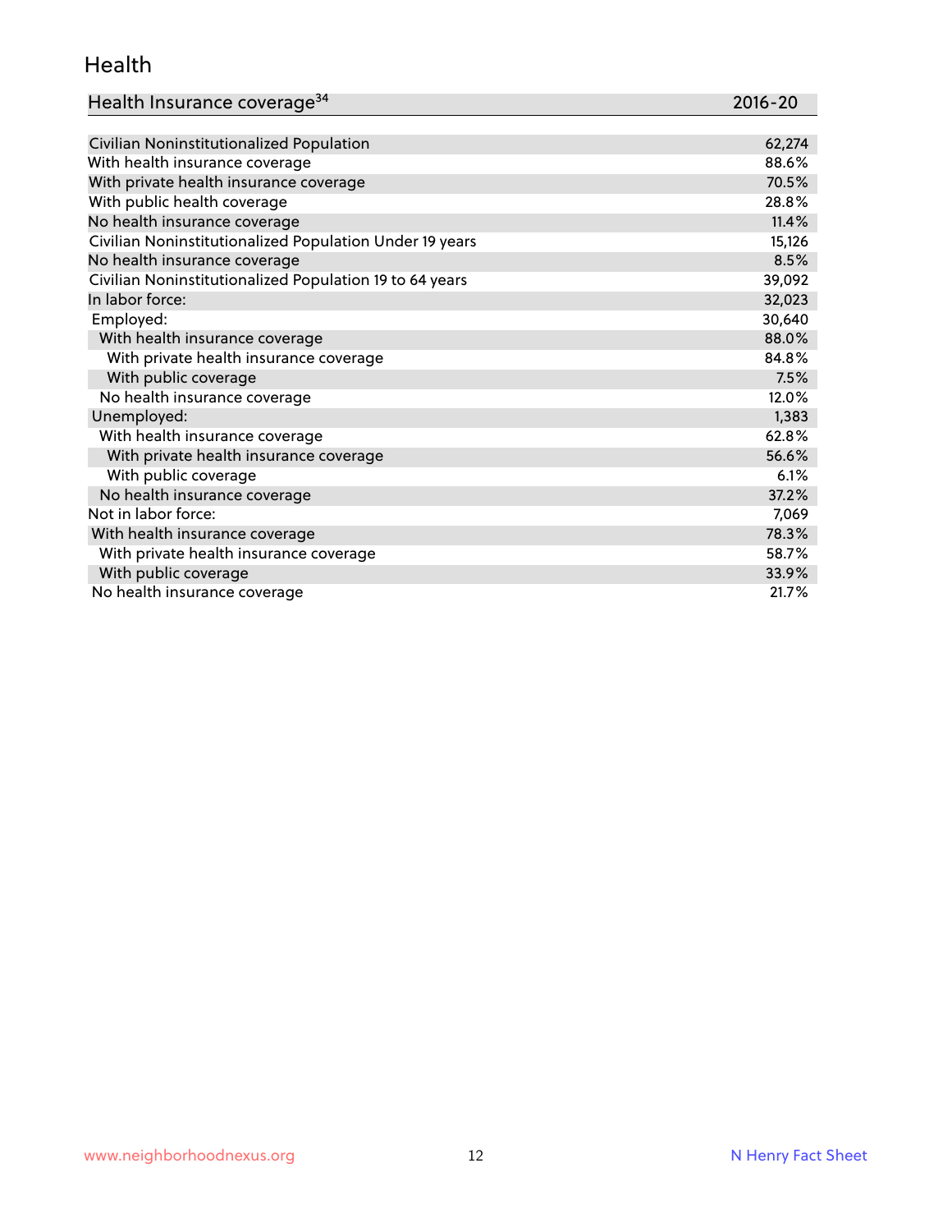## Health

| Health Insurance coverage[34] | 2016-20 |
|---|---|
| Civilian Noninstitutionalized Population | 62,274 |
| With health insurance coverage | 88.6% |
| With private health insurance coverage | 70.5% |
| With public health coverage | 28.8% |
| No health insurance coverage | 11.4% |
| Civilian Noninstitutionalized Population Under 19 years | 15,126 |
| No health insurance coverage | 8.5% |
| Civilian Noninstitutionalized Population 19 to 64 years | 39,092 |
| In labor force: | 32,023 |
| Employed: | 30,640 |
| With health insurance coverage | 88.0% |
| With private health insurance coverage | 84.8% |
| With public coverage | 7.5% |
| No health insurance coverage | 12.0% |
| Unemployed: | 1,383 |
| With health insurance coverage | 62.8% |
| With private health insurance coverage | 56.6% |
| With public coverage | 6.1% |
| No health insurance coverage | 37.2% |
| Not in labor force: | 7,069 |
| With health insurance coverage | 78.3% |
| With private health insurance coverage | 58.7% |
| With public coverage | 33.9% |
| No health insurance coverage | 21.7% |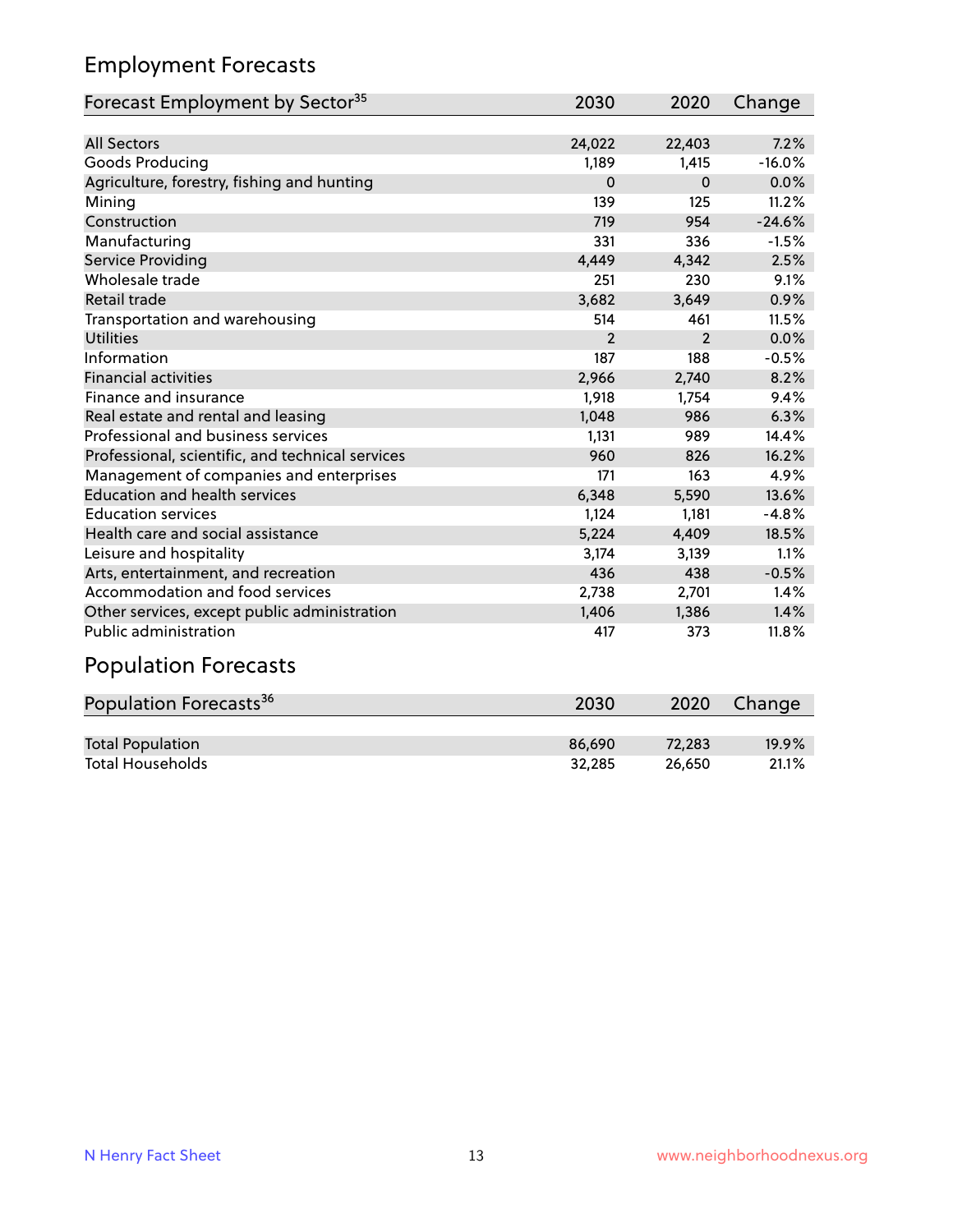## Employment Forecasts

| Forecast Employment by Sector[35] | 2030 | 2020 | Change |
|---|---|---|---|
| All Sectors | 24,022 | 22,403 | 7.2% |
| Goods Producing | 1,189 | 1,415 | -16.0% |
| Agriculture, forestry, fishing and hunting | 0 | 0 | 0.0% |
| Mining | 139 | 125 | 11.2% |
| Construction | 719 | 954 | -24.6% |
| Manufacturing | 331 | 336 | -1.5% |
| Service Providing | 4,449 | 4,342 | 2.5% |
| Wholesale trade | 251 | 230 | 9.1% |
| Retail trade | 3,682 | 3,649 | 0.9% |
| Transportation and warehousing | 514 | 461 | 11.5% |
| Utilities | 2 | 2 | 0.0% |
| Information | 187 | 188 | -0.5% |
| Financial activities | 2,966 | 2,740 | 8.2% |
| Finance and insurance | 1,918 | 1,754 | 9.4% |
| Real estate and rental and leasing | 1,048 | 986 | 6.3% |
| Professional and business services | 1,131 | 989 | 14.4% |
| Professional, scientific, and technical services | 960 | 826 | 16.2% |
| Management of companies and enterprises | 171 | 163 | 4.9% |
| Education and health services | 6,348 | 5,590 | 13.6% |
| Education services | 1,124 | 1,181 | -4.8% |
| Health care and social assistance | 5,224 | 4,409 | 18.5% |
| Leisure and hospitality | 3,174 | 3,139 | 1.1% |
| Arts, entertainment, and recreation | 436 | 438 | -0.5% |
| Accommodation and food services | 2,738 | 2,701 | 1.4% |
| Other services, except public administration | 1,406 | 1,386 | 1.4% |
| Public administration | 417 | 373 | 11.8% |

## Population Forecasts

| Population Forecasts[36] | 2030 | 2020 | Change |
|---|---|---|---|
| Total Population | 86,690 | 72,283 | 19.9% |
| Total Households | 32,285 | 26,650 | 21.1% |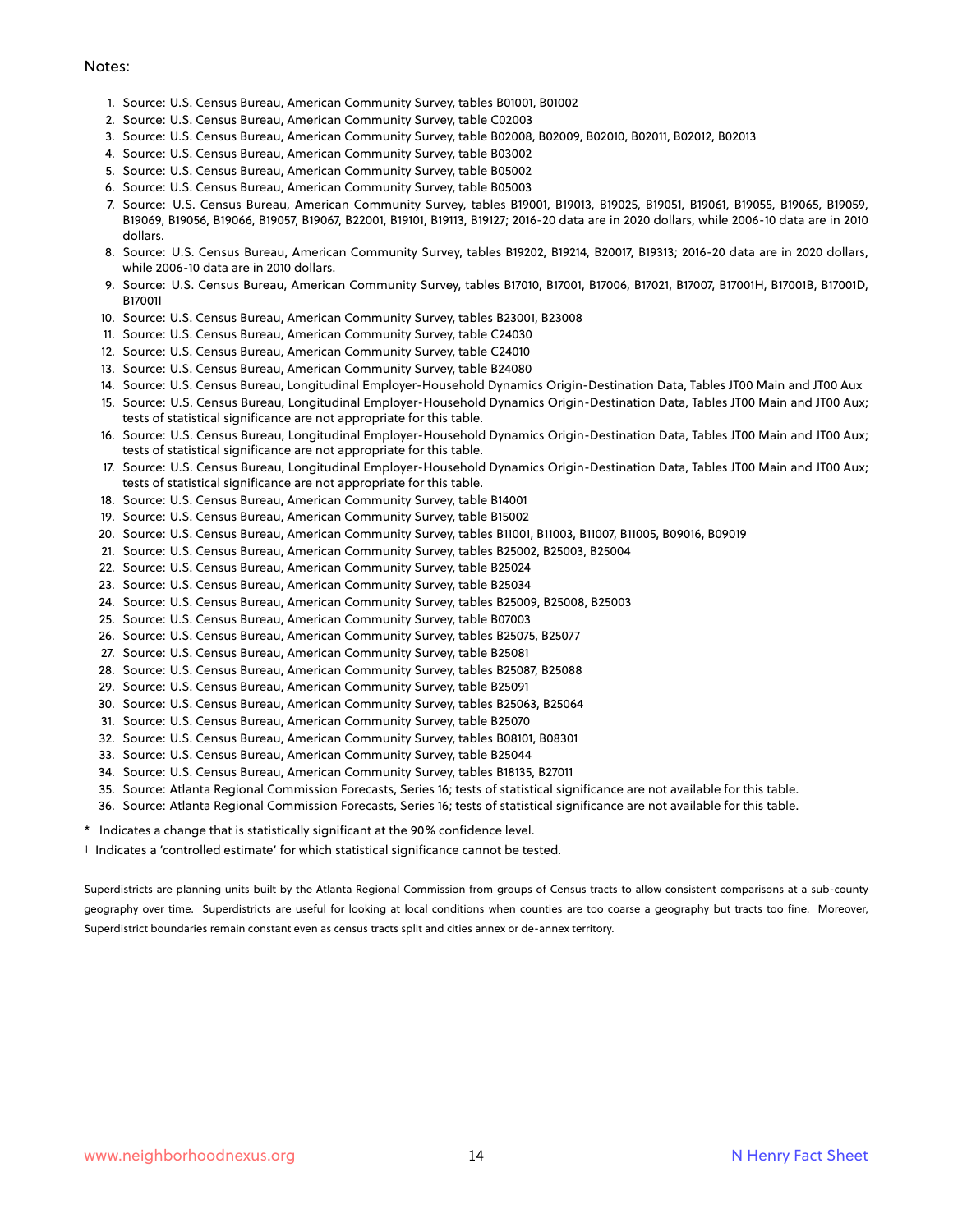Notes:

1. Source: U.S. Census Bureau, American Community Survey, tables B01001, B01002
2. Source: U.S. Census Bureau, American Community Survey, table C02003
3. Source: U.S. Census Bureau, American Community Survey, table B02008, B02009, B02010, B02011, B02012, B02013
4. Source: U.S. Census Bureau, American Community Survey, table B03002
5. Source: U.S. Census Bureau, American Community Survey, table B05002
6. Source: U.S. Census Bureau, American Community Survey, table B05003
7. Source: U.S. Census Bureau, American Community Survey, tables B19001, B19013, B19025, B19051, B19061, B19055, B19065, B19059, B19069, B19056, B19066, B19057, B19067, B22001, B19101, B19113, B19127; 2016-20 data are in 2020 dollars, while 2006-10 data are in 2010 dollars.
8. Source: U.S. Census Bureau, American Community Survey, tables B19202, B19214, B20017, B19313; 2016-20 data are in 2020 dollars, while 2006-10 data are in 2010 dollars.
9. Source: U.S. Census Bureau, American Community Survey, tables B17010, B17001, B17006, B17021, B17007, B17001H, B17001B, B17001D, B17001I
10. Source: U.S. Census Bureau, American Community Survey, tables B23001, B23008
11. Source: U.S. Census Bureau, American Community Survey, table C24030
12. Source: U.S. Census Bureau, American Community Survey, table C24010
13. Source: U.S. Census Bureau, American Community Survey, table B24080
14. Source: U.S. Census Bureau, Longitudinal Employer-Household Dynamics Origin-Destination Data, Tables JT00 Main and JT00 Aux
15. Source: U.S. Census Bureau, Longitudinal Employer-Household Dynamics Origin-Destination Data, Tables JT00 Main and JT00 Aux; tests of statistical significance are not appropriate for this table.
16. Source: U.S. Census Bureau, Longitudinal Employer-Household Dynamics Origin-Destination Data, Tables JT00 Main and JT00 Aux; tests of statistical significance are not appropriate for this table.
17. Source: U.S. Census Bureau, Longitudinal Employer-Household Dynamics Origin-Destination Data, Tables JT00 Main and JT00 Aux; tests of statistical significance are not appropriate for this table.
18. Source: U.S. Census Bureau, American Community Survey, table B14001
19. Source: U.S. Census Bureau, American Community Survey, table B15002
20. Source: U.S. Census Bureau, American Community Survey, tables B11001, B11003, B11007, B11005, B09016, B09019
21. Source: U.S. Census Bureau, American Community Survey, tables B25002, B25003, B25004
22. Source: U.S. Census Bureau, American Community Survey, table B25024
23. Source: U.S. Census Bureau, American Community Survey, table B25034
24. Source: U.S. Census Bureau, American Community Survey, tables B25009, B25008, B25003
25. Source: U.S. Census Bureau, American Community Survey, table B07003
26. Source: U.S. Census Bureau, American Community Survey, tables B25075, B25077
27. Source: U.S. Census Bureau, American Community Survey, table B25081
28. Source: U.S. Census Bureau, American Community Survey, tables B25087, B25088
29. Source: U.S. Census Bureau, American Community Survey, table B25091
30. Source: U.S. Census Bureau, American Community Survey, tables B25063, B25064
31. Source: U.S. Census Bureau, American Community Survey, table B25070
32. Source: U.S. Census Bureau, American Community Survey, tables B08101, B08301
33. Source: U.S. Census Bureau, American Community Survey, table B25044
34. Source: U.S. Census Bureau, American Community Survey, tables B18135, B27011
35. Source: Atlanta Regional Commission Forecasts, Series 16; tests of statistical significance are not available for this table.
36. Source: Atlanta Regional Commission Forecasts, Series 16; tests of statistical significance are not available for this table.

\* Indicates a change that is statistically significant at the 90% confidence level.

† Indicates a 'controlled estimate' for which statistical significance cannot be tested.

Superdistricts are planning units built by the Atlanta Regional Commission from groups of Census tracts to allow consistent comparisons at a sub-county geography over time. Superdistricts are useful for looking at local conditions when counties are too coarse a geography but tracts too fine. Moreover, Superdistrict boundaries remain constant even as census tracts split and cities annex or de-annex territory.